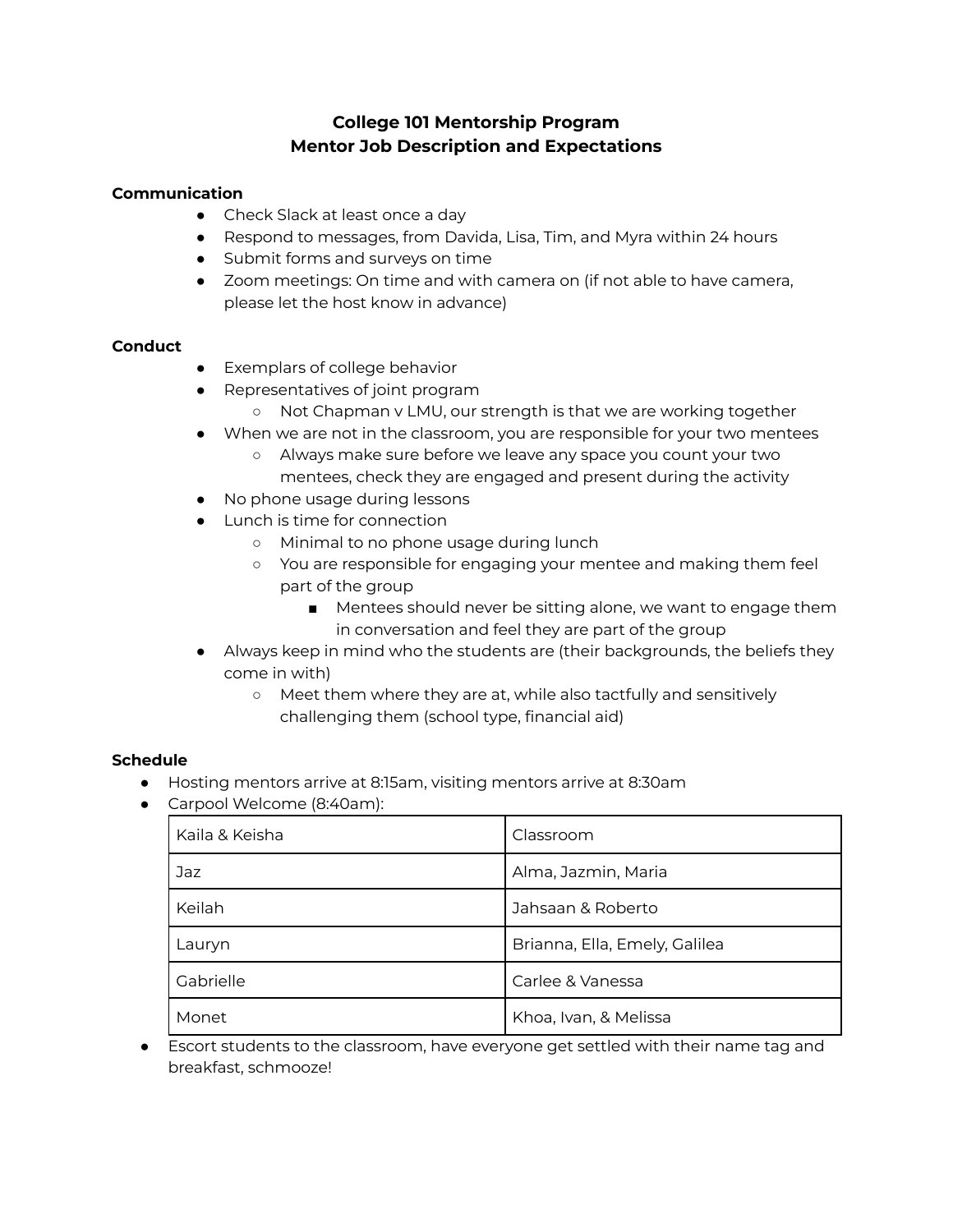# College 101 Mentorship Program
# Mentor Job Description and Expectations

**Communication**

- Check Slack at least once a day
- Respond to messages, from Davida, Lisa, Tim, and Myra within 24 hours
- Submit forms and surveys on time
- Zoom meetings: On time and with camera on (if not able to have camera, please let the host know in advance)

**Conduct**

- Exemplars of college behavior
- Representatives of joint program
    - Not Chapman v LMU, our strength is that we are working together
- When we are not in the classroom, you are responsible for your two mentees
    - Always make sure before we leave any space you count your two mentees, check they are engaged and present during the activity
- No phone usage during lessons
- Lunch is time for connection
    - Minimal to no phone usage during lunch
    - You are responsible for engaging your mentee and making them feel part of the group
        - Mentees should never be sitting alone, we want to engage them in conversation and feel they are part of the group
- Always keep in mind who the students are (their backgrounds, the beliefs they come in with)
    - Meet them where they are at, while also tactfully and sensitively challenging them (school type, financial aid)

**Schedule**

- Hosting mentors arrive at 8:15am, visiting mentors arrive at 8:30am
- Carpool Welcome (8:40am):

| Kaila & Keisha | Classroom |
|---|---|
| Jaz | Alma, Jazmin, Maria |
| Keilah | Jahsaan & Roberto |
| Lauryn | Brianna, Ella, Emely, Galilea |
| Gabrielle | Carlee & Vanessa |
| Monet | Khoa, Ivan, & Melissa |

- Escort students to the classroom, have everyone get settled with their name tag and breakfast, schmooze!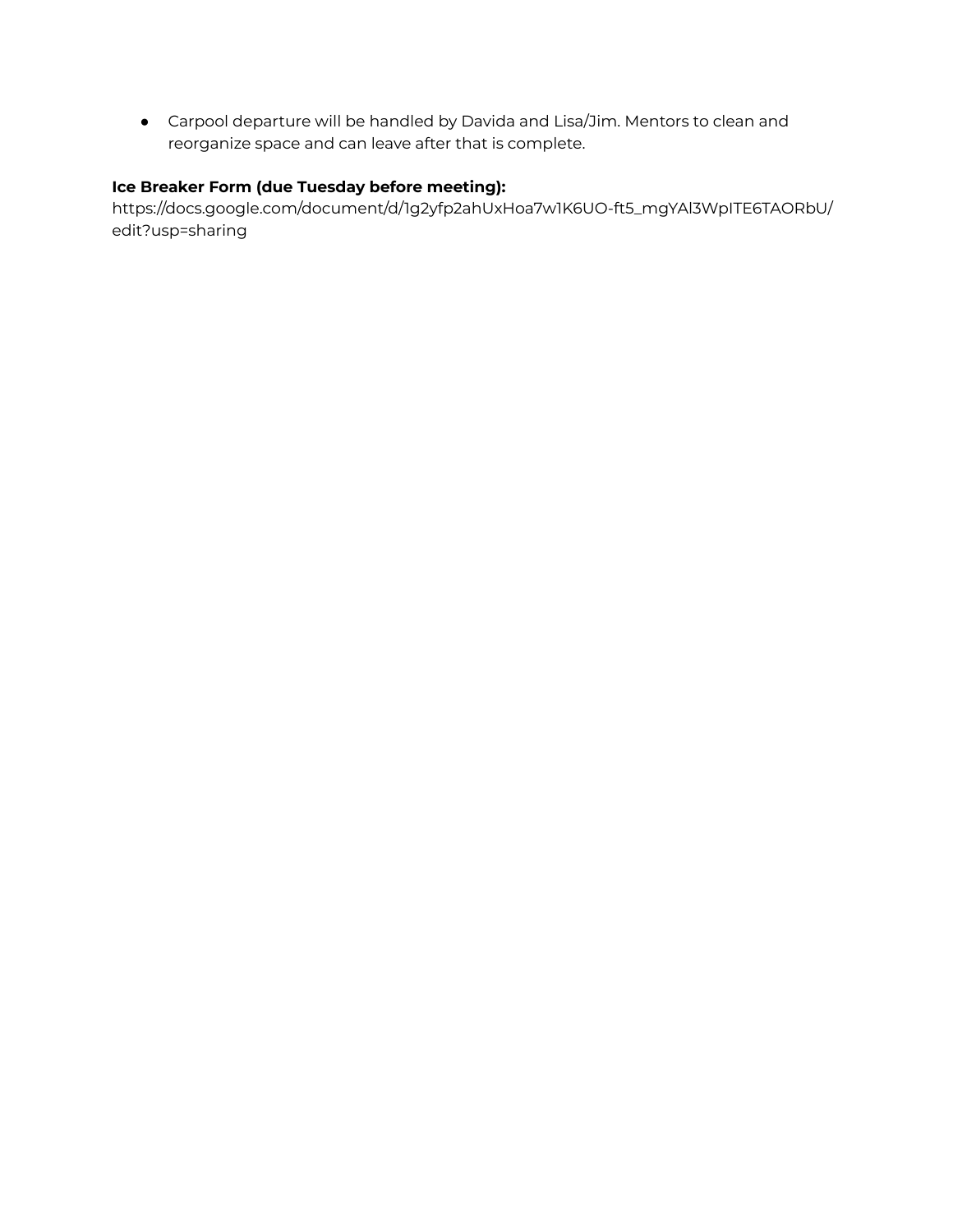- Carpool departure will be handled by Davida and Lisa/Jim. Mentors to clean and reorganize space and can leave after that is complete.

**Ice Breaker Form (due Tuesday before meeting):**
https://docs.google.com/document/d/1g2yfp2ahUxHoa7w1K6UO-ft5_mgYAl3WpITE6TAORbU/edit?usp=sharing